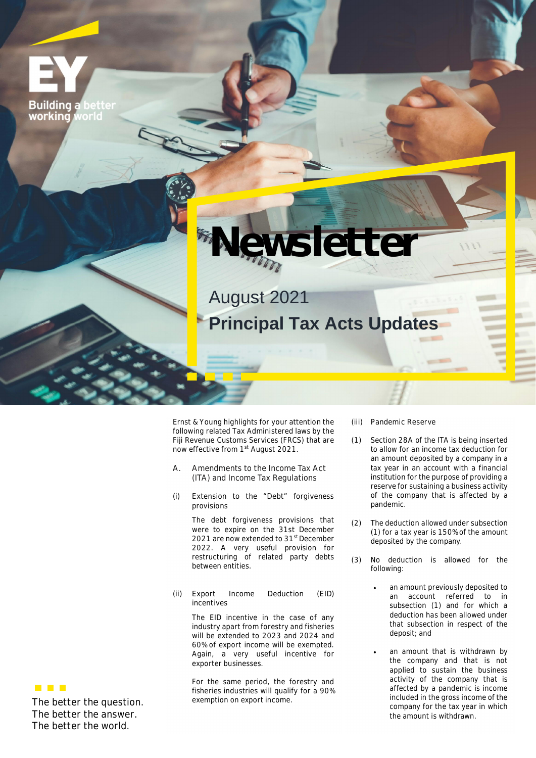EY

Building a better working world

# Newsletter

## August 2021

## Principal Tax Acts Updates

Ernst & Young highlights for your attention the following related Tax Administered laws by the Fiji Revenue Customs Services (FRCS) that are now effective from 1st August 2021.

A. Amendments to the Income Tax Act (ITA) and Income Tax Regulations

(i) Extension to the "Debt" forgiveness provisions

The debt forgiveness provisions that were to expire on the 31st December 2021 are now extended to 31st December 2022. A very useful provision for restructuring of related party debts between entities.

(ii) Export Income Deduction (EID) incentives

The EID incentive in the case of any industry apart from forestry and fisheries will be extended to 2023 and 2024 and 60% of export income will be exempted. Again, a very useful incentive for exporter businesses.

For the same period, the forestry and fisheries industries will qualify for a 90% exemption on export income.

(iii) Pandemic Reserve

(1) Section 28A of the ITA is being inserted to allow for an income tax deduction for an amount deposited by a company in a tax year in an account with a financial institution for the purpose of providing a reserve for sustaining a business activity of the company that is affected by a pandemic.

(2) The deduction allowed under subsection (1) for a tax year is 150% of the amount deposited by the company.

(3) No deduction is allowed for the following:

- an amount previously deposited to an account referred to in subsection (1) and for which a deduction has been allowed under that subsection in respect of the deposit; and
- an amount that is withdrawn by the company and that is not applied to sustain the business activity of the company that is affected by a pandemic is income included in the gross income of the company for the tax year in which the amount is withdrawn.

The better the question.
The better the answer.
The better the world.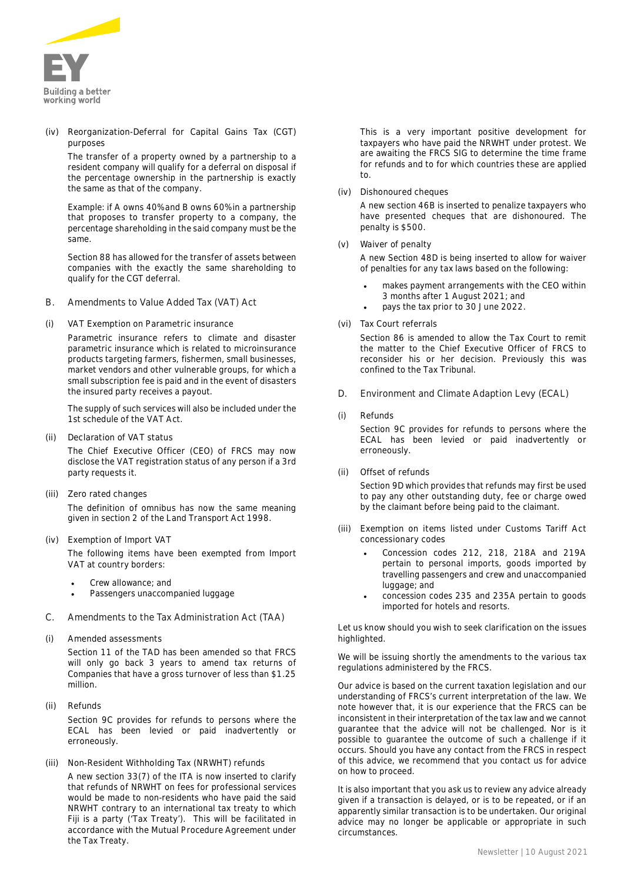(iv) Reorganization-Deferral for Capital Gains Tax (CGT) purposes

The transfer of a property owned by a partnership to a resident company will qualify for a deferral on disposal if the percentage ownership in the partnership is exactly the same as that of the company.

Example: if A owns 40% and B owns 60% in a partnership that proposes to transfer property to a company, the percentage shareholding in the said company must be the same.

Section 88 has allowed for the transfer of assets between companies with the exactly the same shareholding to qualify for the CGT deferral.

## B. Amendments to Value Added Tax (VAT) Act

(i) VAT Exemption on Parametric insurance

Parametric insurance refers to climate and disaster parametric insurance which is related to microinsurance products targeting farmers, fishermen, small businesses, market vendors and other vulnerable groups, for which a small subscription fee is paid and in the event of disasters the insured party receives a payout.

The supply of such services will also be included under the 1st schedule of the VAT Act.

(ii) Declaration of VAT status

The Chief Executive Officer (CEO) of FRCS may now disclose the VAT registration status of any person if a 3rd party requests it.

(iii) Zero rated changes

The definition of omnibus has now the same meaning given in section 2 of the Land Transport Act 1998.

(iv) Exemption of Import VAT

The following items have been exempted from Import VAT at country borders:

- Crew allowance; and
- Passengers unaccompanied luggage

## C. Amendments to the Tax Administration Act (TAA)

(i) Amended assessments

Section 11 of the TAD has been amended so that FRCS will only go back 3 years to amend tax returns of Companies that have a gross turnover of less than $1.25 million.

(ii) Refunds

Section 9C provides for refunds to persons where the ECAL has been levied or paid inadvertently or erroneously.

(iii) Non-Resident Withholding Tax (NRWHT) refunds

A new section 33(7) of the ITA is now inserted to clarify that refunds of NRWHT on fees for professional services would be made to non-residents who have paid the said NRWHT contrary to an international tax treaty to which Fiji is a party ('Tax Treaty'). This will be facilitated in accordance with the Mutual Procedure Agreement under the Tax Treaty.

This is a very important positive development for taxpayers who have paid the NRWHT under protest. We are awaiting the FRCS SIG to determine the time frame for refunds and to for which countries these are applied to.

(iv) Dishonoured cheques

A new section 46B is inserted to penalize taxpayers who have presented cheques that are dishonoured. The penalty is $500.

(v) Waiver of penalty

A new Section 48D is being inserted to allow for waiver of penalties for any tax laws based on the following:

- makes payment arrangements with the CEO within 3 months after 1 August 2021; and
- pays the tax prior to 30 June 2022.

(vi) Tax Court referrals

Section 86 is amended to allow the Tax Court to remit the matter to the Chief Executive Officer of FRCS to reconsider his or her decision. Previously this was confined to the Tax Tribunal.

## D. Environment and Climate Adaption Levy (ECAL)

(i) Refunds

Section 9C provides for refunds to persons where the ECAL has been levied or paid inadvertently or erroneously.

(ii) Offset of refunds

Section 9D which provides that refunds may first be used to pay any other outstanding duty, fee or charge owed by the claimant before being paid to the claimant.

(iii) Exemption on items listed under Customs Tariff Act concessionary codes

- Concession codes 212, 218, 218A and 219A pertain to personal imports, goods imported by travelling passengers and crew and unaccompanied luggage; and
- concession codes 235 and 235A pertain to goods imported for hotels and resorts.

Let us know should you wish to seek clarification on the issues highlighted.

We will be issuing shortly the amendments to the various tax regulations administered by the FRCS.

Our advice is based on the current taxation legislation and our understanding of FRCS's current interpretation of the law. We note however that, it is our experience that the FRCS can be inconsistent in their interpretation of the tax law and we cannot guarantee that the advice will not be challenged. Nor is it possible to guarantee the outcome of such a challenge if it occurs. Should you have any contact from the FRCS in respect of this advice, we recommend that you contact us for advice on how to proceed.

It is also important that you ask us to review any advice already given if a transaction is delayed, or is to be repeated, or if an apparently similar transaction is to be undertaken. Our original advice may no longer be applicable or appropriate in such circumstances.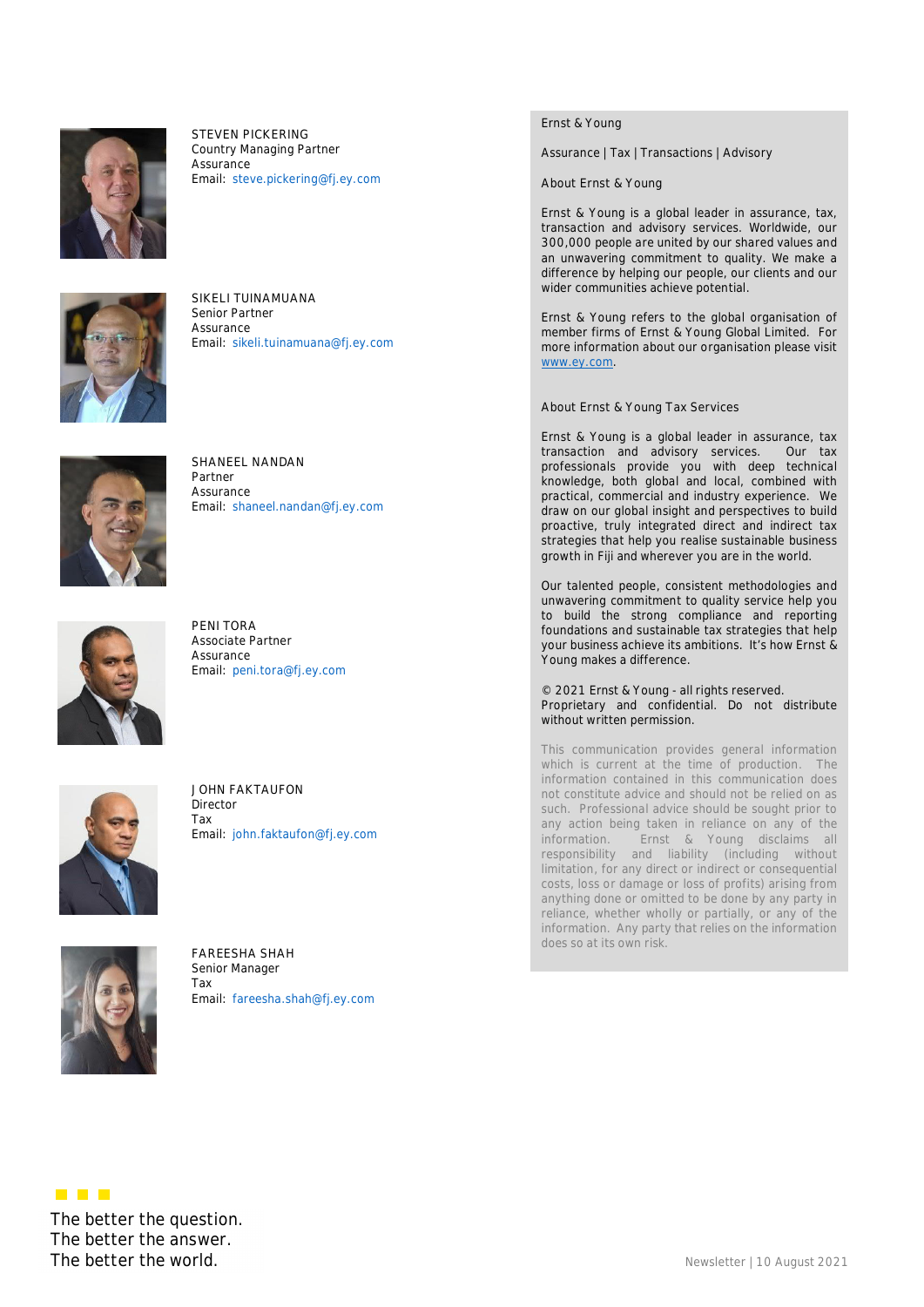STEVEN PICKERING
Country Managing Partner
Assurance
Email: steve.pickering@fj.ey.com

SIKELI TUINAMUANA
Senior Partner
Assurance
Email: sikeli.tuinamuana@fj.ey.com

SHANEEL NANDAN
Partner
Assurance
Email: shaneel.nandan@fj.ey.com

PENI TORA
Associate Partner
Assurance
Email: peni.tora@fj.ey.com

JOHN FAKTAUFON
Director
Tax
Email: john.faktaufon@fj.ey.com

FAREESHA SHAH
Senior Manager
Tax
Email: fareesha.shah@fj.ey.com

Ernst & Young

Assurance | Tax | Transactions | Advisory

About Ernst & Young

Ernst & Young is a global leader in assurance, tax, transaction and advisory services. Worldwide, our 300,000 people are united by our shared values and an unwavering commitment to quality. We make a difference by helping our people, our clients and our wider communities achieve potential.

Ernst & Young refers to the global organisation of member firms of Ernst & Young Global Limited. For more information about our organisation please visit www.ey.com.

About Ernst & Young Tax Services

Ernst & Young is a global leader in assurance, tax transaction and advisory services. Our tax professionals provide you with deep technical knowledge, both global and local, combined with practical, commercial and industry experience. We draw on our global insight and perspectives to build proactive, truly integrated direct and indirect tax strategies that help you realise sustainable business growth in Fiji and wherever you are in the world.

Our talented people, consistent methodologies and unwavering commitment to quality service help you to build the strong compliance and reporting foundations and sustainable tax strategies that help your business achieve its ambitions. It's how Ernst & Young makes a difference.

© 2021 Ernst & Young - all rights reserved.
Proprietary and confidential. Do not distribute without written permission.

This communication provides general information which is current at the time of production. The information contained in this communication does not constitute advice and should not be relied on as such. Professional advice should be sought prior to any action being taken in reliance on any of the information. Ernst & Young disclaims all responsibility and liability (including without limitation, for any direct or indirect or consequential costs, loss or damage or loss of profits) arising from anything done or omitted to be done by any party in reliance, whether wholly or partially, or any of the information. Any party that relies on the information does so at its own risk.

The better the question.
The better the answer.
The better the world.